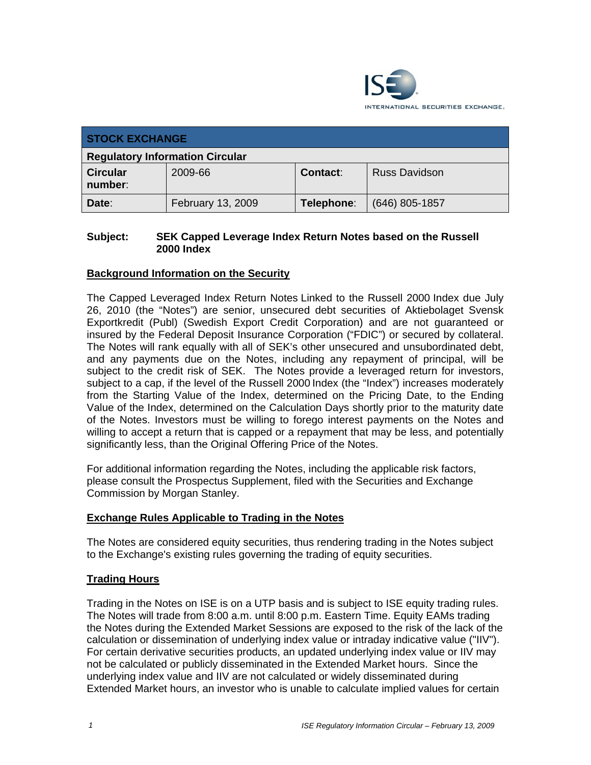| STOCK EXCHANGE | | | |
|---|---|---|---|
| **Regulatory Information Circular** | | | |
| **Circular number:** | 2009-66 | **Contact:** | Russ Davidson |
| **Date:** | February 13, 2009 | **Telephone:** | (646) 805-1857 |

**Subject:** **SEK Capped Leverage Index Return Notes based on the Russell 2000 Index**

## Background Information on the Security

The Capped Leveraged Index Return Notes Linked to the Russell 2000 Index due July 26, 2010 (the "Notes") are senior, unsecured debt securities of Aktiebolaget Svensk Exportkredit (Publ) (Swedish Export Credit Corporation) and are not guaranteed or insured by the Federal Deposit Insurance Corporation ("FDIC") or secured by collateral. The Notes will rank equally with all of SEK's other unsecured and unsubordinated debt, and any payments due on the Notes, including any repayment of principal, will be subject to the credit risk of SEK. The Notes provide a leveraged return for investors, subject to a cap, if the level of the Russell 2000 Index (the "Index") increases moderately from the Starting Value of the Index, determined on the Pricing Date, to the Ending Value of the Index, determined on the Calculation Days shortly prior to the maturity date of the Notes. Investors must be willing to forego interest payments on the Notes and willing to accept a return that is capped or a repayment that may be less, and potentially significantly less, than the Original Offering Price of the Notes.

For additional information regarding the Notes, including the applicable risk factors, please consult the Prospectus Supplement, filed with the Securities and Exchange Commission by Morgan Stanley.

## Exchange Rules Applicable to Trading in the Notes

The Notes are considered equity securities, thus rendering trading in the Notes subject to the Exchange's existing rules governing the trading of equity securities.

## Trading Hours

Trading in the Notes on ISE is on a UTP basis and is subject to ISE equity trading rules. The Notes will trade from 8:00 a.m. until 8:00 p.m. Eastern Time. Equity EAMs trading the Notes during the Extended Market Sessions are exposed to the risk of the lack of the calculation or dissemination of underlying index value or intraday indicative value ("IIV"). For certain derivative securities products, an updated underlying index value or IIV may not be calculated or publicly disseminated in the Extended Market hours. Since the underlying index value and IIV are not calculated or widely disseminated during Extended Market hours, an investor who is unable to calculate implied values for certain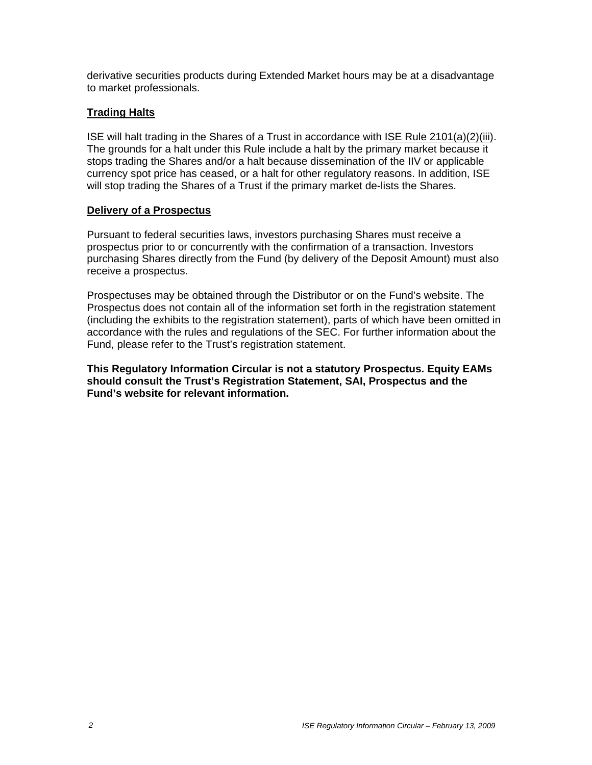derivative securities products during Extended Market hours may be at a disadvantage to market professionals.

## Trading Halts

ISE will halt trading in the Shares of a Trust in accordance with ISE Rule 2101(a)(2)(iii). The grounds for a halt under this Rule include a halt by the primary market because it stops trading the Shares and/or a halt because dissemination of the IIV or applicable currency spot price has ceased, or a halt for other regulatory reasons. In addition, ISE will stop trading the Shares of a Trust if the primary market de-lists the Shares.

## Delivery of a Prospectus

Pursuant to federal securities laws, investors purchasing Shares must receive a prospectus prior to or concurrently with the confirmation of a transaction. Investors purchasing Shares directly from the Fund (by delivery of the Deposit Amount) must also receive a prospectus.

Prospectuses may be obtained through the Distributor or on the Fund's website. The Prospectus does not contain all of the information set forth in the registration statement (including the exhibits to the registration statement), parts of which have been omitted in accordance with the rules and regulations of the SEC. For further information about the Fund, please refer to the Trust's registration statement.

**This Regulatory Information Circular is not a statutory Prospectus. Equity EAMs should consult the Trust's Registration Statement, SAI, Prospectus and the Fund's website for relevant information.**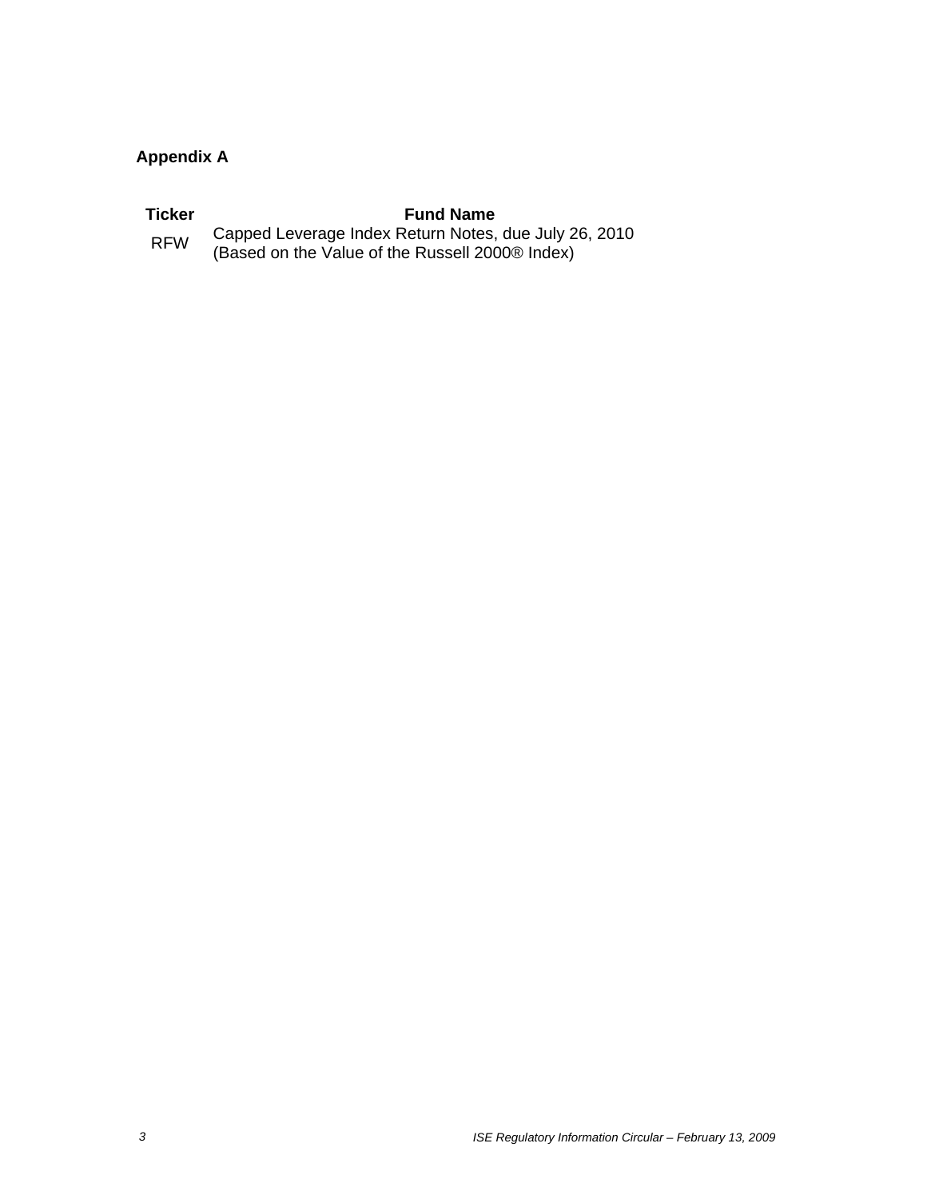**Appendix A**

| Ticker | Fund Name |
| --- | --- |
| RFW | Capped Leverage Index Return Notes, due July 26, 2010 (Based on the Value of the Russell 2000® Index) |